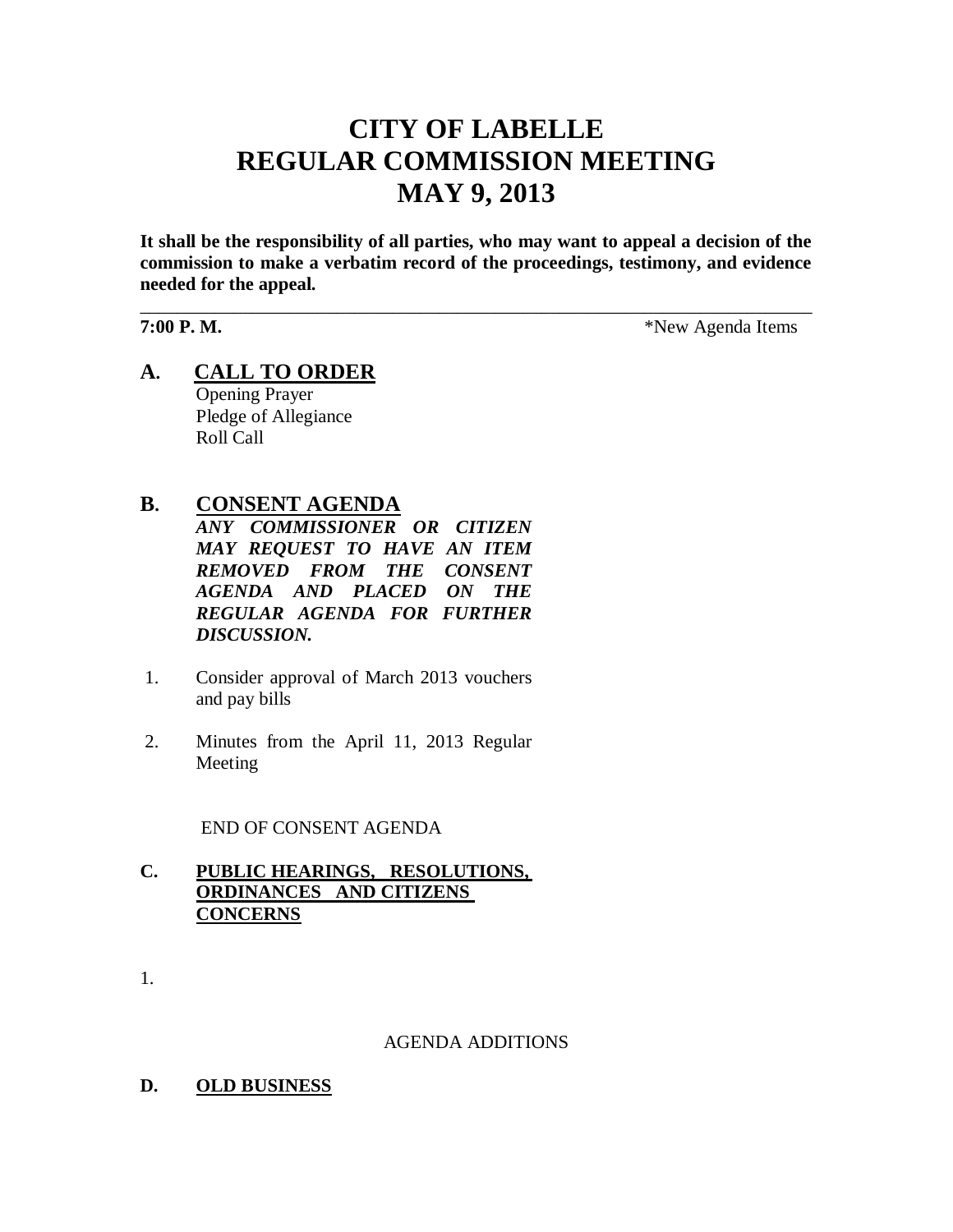# CITY OF LABELLE
# REGULAR COMMISSION MEETING
# MAY 9, 2013

**It shall be the responsibility of all parties, who may want to appeal a decision of the commission to make a verbatim record of the proceedings, testimony, and evidence needed for the appeal.**

---

**7:00 P. M.** *New Agenda Items

## A. CALL TO ORDER

Opening Prayer
Pledge of Allegiance
Roll Call

## B. CONSENT AGENDA

***ANY COMMISSIONER OR CITIZEN MAY REQUEST TO HAVE AN ITEM REMOVED FROM THE CONSENT AGENDA AND PLACED ON THE REGULAR AGENDA FOR FURTHER DISCUSSION.***

1. Consider approval of March 2013 vouchers and pay bills
2. Minutes from the April 11, 2013 Regular Meeting

END OF CONSENT AGENDA

## C. PUBLIC HEARINGS, RESOLUTIONS, ORDINANCES AND CITIZENS CONCERNS

1.

AGENDA ADDITIONS

## D. OLD BUSINESS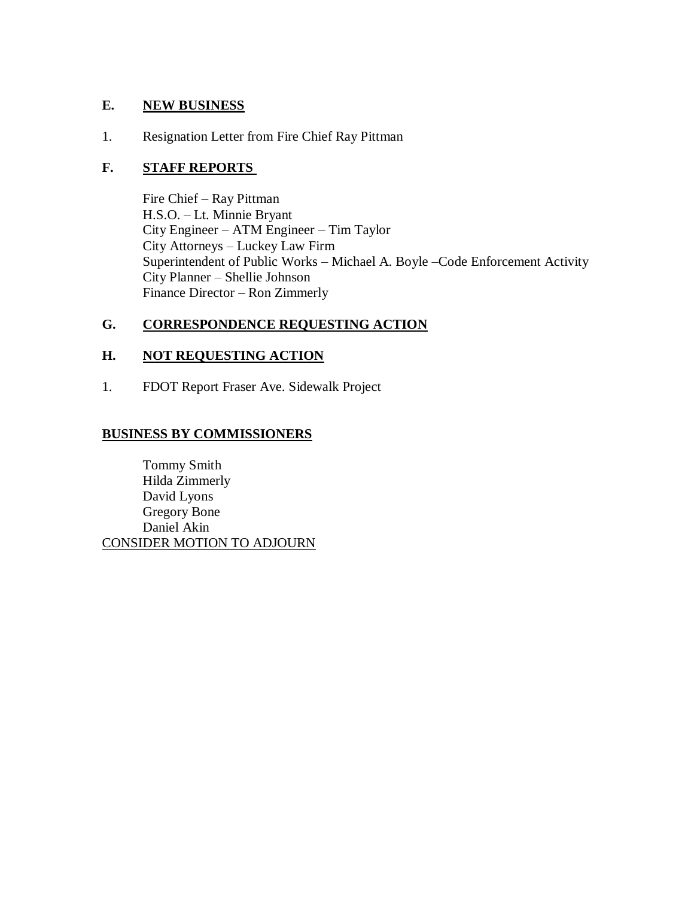## E. NEW BUSINESS

1. Resignation Letter from Fire Chief Ray Pittman

## F. STAFF REPORTS

Fire Chief – Ray Pittman
H.S.O. – Lt. Minnie Bryant
City Engineer – ATM Engineer – Tim Taylor
City Attorneys – Luckey Law Firm
Superintendent of Public Works – Michael A. Boyle –Code Enforcement Activity
City Planner – Shellie Johnson
Finance Director – Ron Zimmerly

## G. CORRESPONDENCE REQUESTING ACTION

## H. NOT REQUESTING ACTION

1. FDOT Report Fraser Ave. Sidewalk Project

## BUSINESS BY COMMISSIONERS

Tommy Smith
Hilda Zimmerly
David Lyons
Gregory Bone
Daniel Akin

CONSIDER MOTION TO ADJOURN